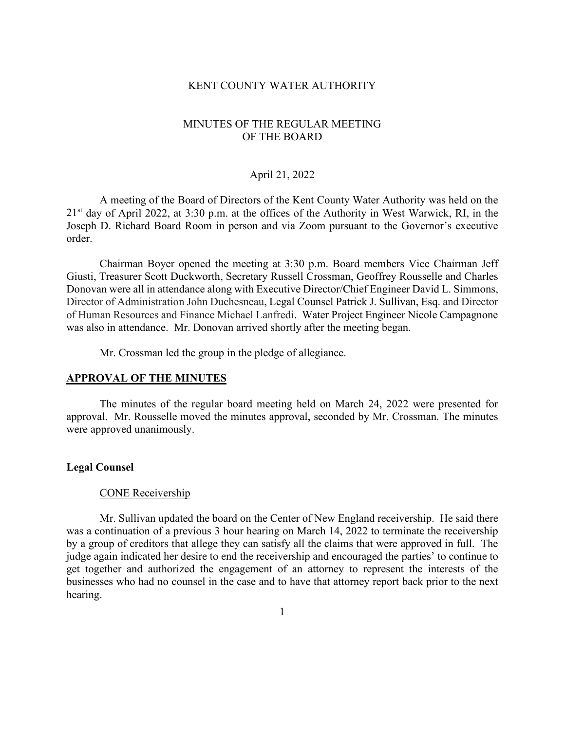# KENT COUNTY WATER AUTHORITY

## MINUTES OF THE REGULAR MEETING OF THE BOARD

April 21, 2022

A meeting of the Board of Directors of the Kent County Water Authority was held on the 21st day of April 2022, at 3:30 p.m. at the offices of the Authority in West Warwick, RI, in the Joseph D. Richard Board Room in person and via Zoom pursuant to the Governor's executive order.

Chairman Boyer opened the meeting at 3:30 p.m. Board members Vice Chairman Jeff Giusti, Treasurer Scott Duckworth, Secretary Russell Crossman, Geoffrey Rousselle and Charles Donovan were all in attendance along with Executive Director/Chief Engineer David L. Simmons, Director of Administration John Duchesneau, Legal Counsel Patrick J. Sullivan, Esq. and Director of Human Resources and Finance Michael Lanfredi. Water Project Engineer Nicole Campagnone was also in attendance. Mr. Donovan arrived shortly after the meeting began.

Mr. Crossman led the group in the pledge of allegiance.

## APPROVAL OF THE MINUTES

The minutes of the regular board meeting held on March 24, 2022 were presented for approval. Mr. Rousselle moved the minutes approval, seconded by Mr. Crossman. The minutes were approved unanimously.

### Legal Counsel

CONE Receivership

Mr. Sullivan updated the board on the Center of New England receivership. He said there was a continuation of a previous 3 hour hearing on March 14, 2022 to terminate the receivership by a group of creditors that allege they can satisfy all the claims that were approved in full. The judge again indicated her desire to end the receivership and encouraged the parties' to continue to get together and authorized the engagement of an attorney to represent the interests of the businesses who had no counsel in the case and to have that attorney report back prior to the next hearing.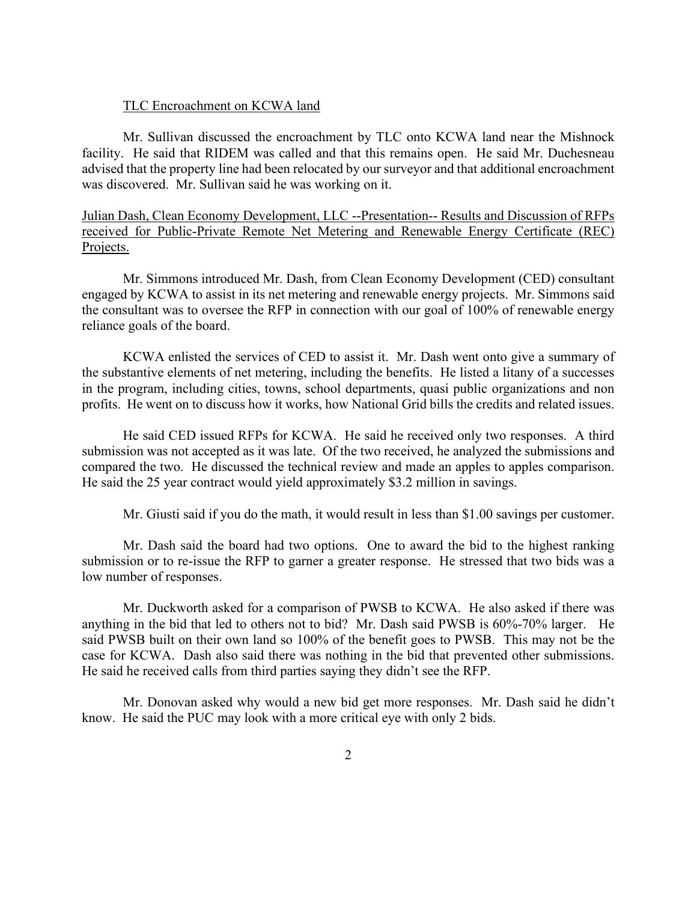TLC Encroachment on KCWA land

Mr. Sullivan discussed the encroachment by TLC onto KCWA land near the Mishnock facility. He said that RIDEM was called and that this remains open. He said Mr. Duchesneau advised that the property line had been relocated by our surveyor and that additional encroachment was discovered. Mr. Sullivan said he was working on it.

Julian Dash, Clean Economy Development, LLC --Presentation-- Results and Discussion of RFPs received for Public-Private Remote Net Metering and Renewable Energy Certificate (REC) Projects.

Mr. Simmons introduced Mr. Dash, from Clean Economy Development (CED) consultant engaged by KCWA to assist in its net metering and renewable energy projects. Mr. Simmons said the consultant was to oversee the RFP in connection with our goal of 100% of renewable energy reliance goals of the board.

KCWA enlisted the services of CED to assist it. Mr. Dash went onto give a summary of the substantive elements of net metering, including the benefits. He listed a litany of a successes in the program, including cities, towns, school departments, quasi public organizations and non profits. He went on to discuss how it works, how National Grid bills the credits and related issues.

He said CED issued RFPs for KCWA. He said he received only two responses. A third submission was not accepted as it was late. Of the two received, he analyzed the submissions and compared the two. He discussed the technical review and made an apples to apples comparison. He said the 25 year contract would yield approximately $3.2 million in savings.

Mr. Giusti said if you do the math, it would result in less than $1.00 savings per customer.

Mr. Dash said the board had two options. One to award the bid to the highest ranking submission or to re-issue the RFP to garner a greater response. He stressed that two bids was a low number of responses.

Mr. Duckworth asked for a comparison of PWSB to KCWA. He also asked if there was anything in the bid that led to others not to bid? Mr. Dash said PWSB is 60%-70% larger. He said PWSB built on their own land so 100% of the benefit goes to PWSB. This may not be the case for KCWA. Dash also said there was nothing in the bid that prevented other submissions. He said he received calls from third parties saying they didn't see the RFP.

Mr. Donovan asked why would a new bid get more responses. Mr. Dash said he didn't know. He said the PUC may look with a more critical eye with only 2 bids.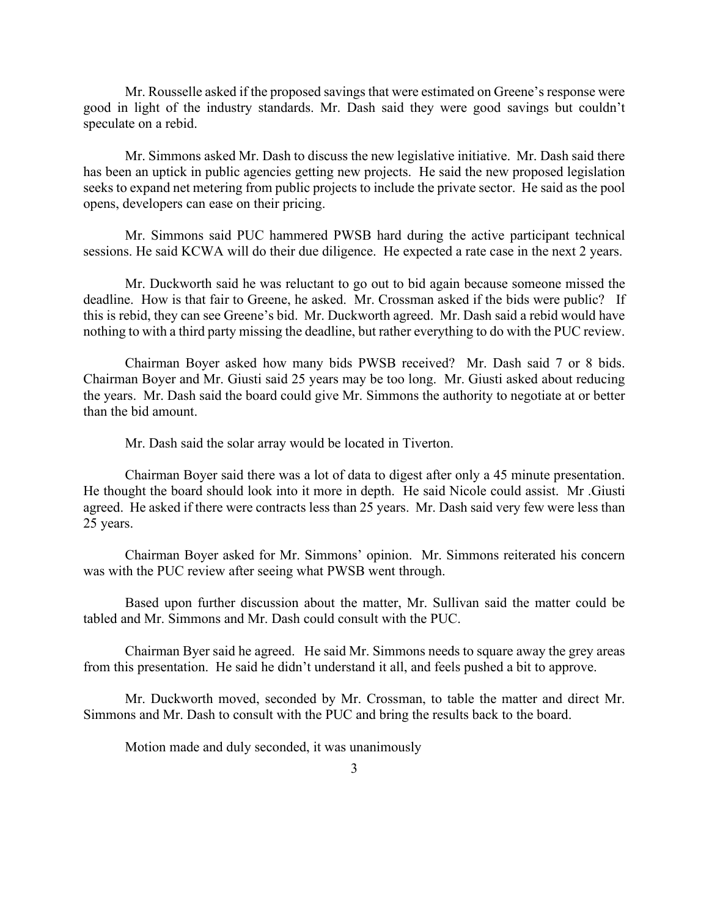Mr. Rousselle asked if the proposed savings that were estimated on Greene's response were good in light of the industry standards. Mr. Dash said they were good savings but couldn't speculate on a rebid.

Mr. Simmons asked Mr. Dash to discuss the new legislative initiative. Mr. Dash said there has been an uptick in public agencies getting new projects. He said the new proposed legislation seeks to expand net metering from public projects to include the private sector. He said as the pool opens, developers can ease on their pricing.

Mr. Simmons said PUC hammered PWSB hard during the active participant technical sessions. He said KCWA will do their due diligence. He expected a rate case in the next 2 years.

Mr. Duckworth said he was reluctant to go out to bid again because someone missed the deadline. How is that fair to Greene, he asked. Mr. Crossman asked if the bids were public? If this is rebid, they can see Greene's bid. Mr. Duckworth agreed. Mr. Dash said a rebid would have nothing to with a third party missing the deadline, but rather everything to do with the PUC review.

Chairman Boyer asked how many bids PWSB received? Mr. Dash said 7 or 8 bids. Chairman Boyer and Mr. Giusti said 25 years may be too long. Mr. Giusti asked about reducing the years. Mr. Dash said the board could give Mr. Simmons the authority to negotiate at or better than the bid amount.

Mr. Dash said the solar array would be located in Tiverton.

Chairman Boyer said there was a lot of data to digest after only a 45 minute presentation. He thought the board should look into it more in depth. He said Nicole could assist. Mr .Giusti agreed. He asked if there were contracts less than 25 years. Mr. Dash said very few were less than 25 years.

Chairman Boyer asked for Mr. Simmons' opinion. Mr. Simmons reiterated his concern was with the PUC review after seeing what PWSB went through.

Based upon further discussion about the matter, Mr. Sullivan said the matter could be tabled and Mr. Simmons and Mr. Dash could consult with the PUC.

Chairman Byer said he agreed. He said Mr. Simmons needs to square away the grey areas from this presentation. He said he didn't understand it all, and feels pushed a bit to approve.

Mr. Duckworth moved, seconded by Mr. Crossman, to table the matter and direct Mr. Simmons and Mr. Dash to consult with the PUC and bring the results back to the board.

Motion made and duly seconded, it was unanimously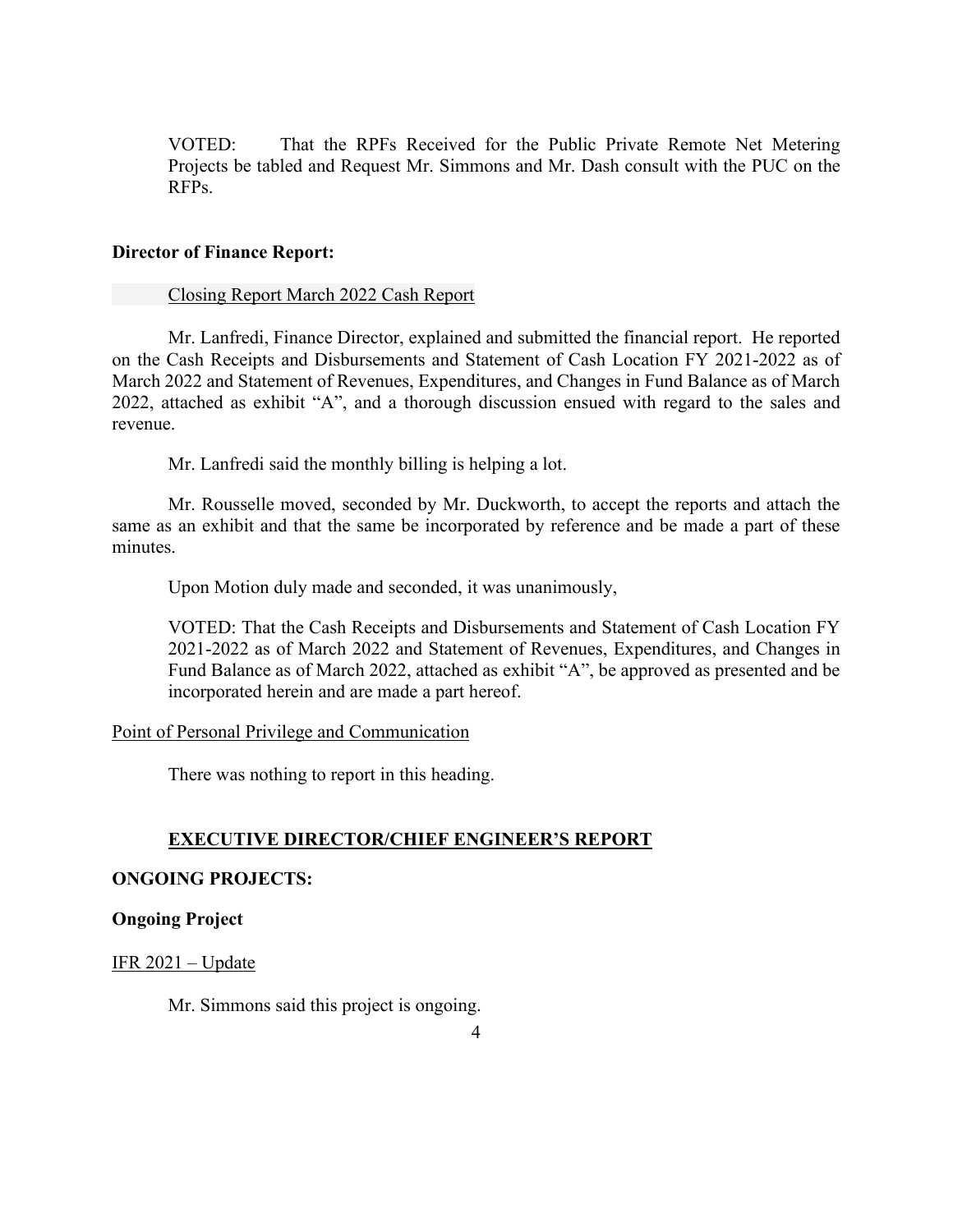VOTED: That the RPFs Received for the Public Private Remote Net Metering Projects be tabled and Request Mr. Simmons and Mr. Dash consult with the PUC on the RFPs.

**Director of Finance Report:**

Closing Report March 2022 Cash Report

Mr. Lanfredi, Finance Director, explained and submitted the financial report. He reported on the Cash Receipts and Disbursements and Statement of Cash Location FY 2021-2022 as of March 2022 and Statement of Revenues, Expenditures, and Changes in Fund Balance as of March 2022, attached as exhibit "A", and a thorough discussion ensued with regard to the sales and revenue.

Mr. Lanfredi said the monthly billing is helping a lot.

Mr. Rousselle moved, seconded by Mr. Duckworth, to accept the reports and attach the same as an exhibit and that the same be incorporated by reference and be made a part of these minutes.

Upon Motion duly made and seconded, it was unanimously,

VOTED: That the Cash Receipts and Disbursements and Statement of Cash Location FY 2021-2022 as of March 2022 and Statement of Revenues, Expenditures, and Changes in Fund Balance as of March 2022, attached as exhibit "A", be approved as presented and be incorporated herein and are made a part hereof.

Point of Personal Privilege and Communication

There was nothing to report in this heading.

**EXECUTIVE DIRECTOR/CHIEF ENGINEER'S REPORT**

**ONGOING PROJECTS:**

**Ongoing Project**

IFR 2021 – Update

Mr. Simmons said this project is ongoing.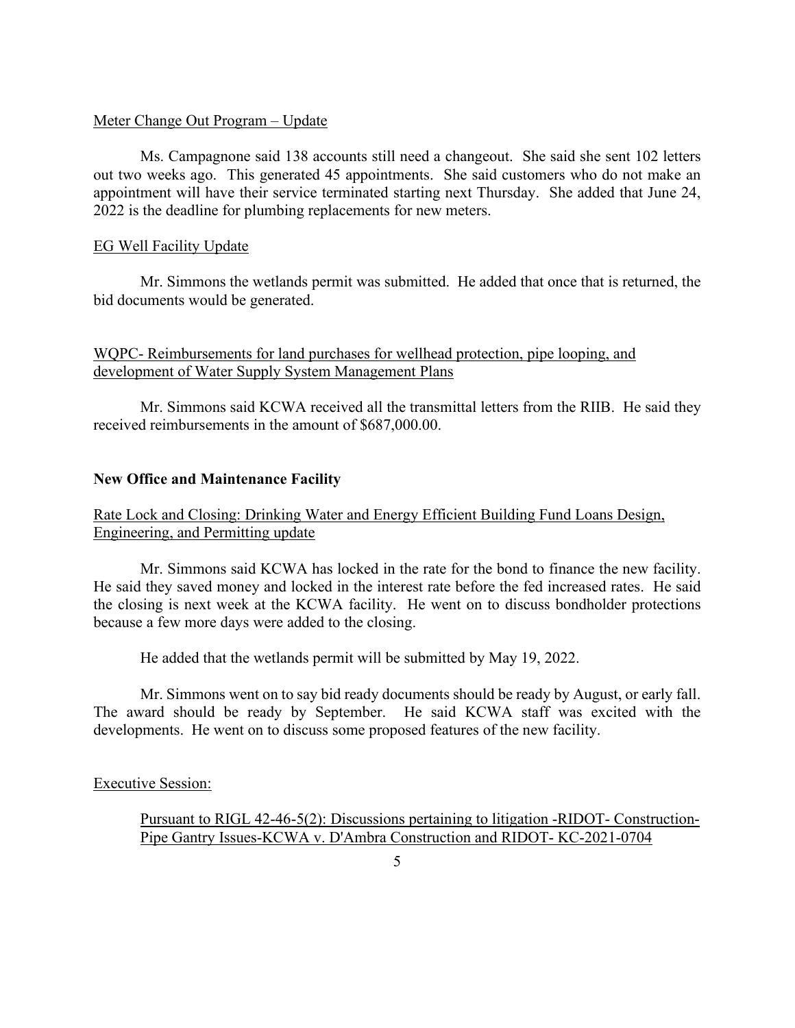Meter Change Out Program – Update

Ms. Campagnone said 138 accounts still need a changeout. She said she sent 102 letters out two weeks ago. This generated 45 appointments. She said customers who do not make an appointment will have their service terminated starting next Thursday. She added that June 24, 2022 is the deadline for plumbing replacements for new meters.

EG Well Facility Update

Mr. Simmons the wetlands permit was submitted. He added that once that is returned, the bid documents would be generated.

WQPC- Reimbursements for land purchases for wellhead protection, pipe looping, and development of Water Supply System Management Plans

Mr. Simmons said KCWA received all the transmittal letters from the RIIB. He said they received reimbursements in the amount of $687,000.00.

**New Office and Maintenance Facility**

Rate Lock and Closing: Drinking Water and Energy Efficient Building Fund Loans Design, Engineering, and Permitting update

Mr. Simmons said KCWA has locked in the rate for the bond to finance the new facility. He said they saved money and locked in the interest rate before the fed increased rates. He said the closing is next week at the KCWA facility. He went on to discuss bondholder protections because a few more days were added to the closing.

He added that the wetlands permit will be submitted by May 19, 2022.

Mr. Simmons went on to say bid ready documents should be ready by August, or early fall. The award should be ready by September. He said KCWA staff was excited with the developments. He went on to discuss some proposed features of the new facility.

Executive Session:

Pursuant to RIGL 42-46-5(2): Discussions pertaining to litigation -RIDOT- Construction-Pipe Gantry Issues-KCWA v. D'Ambra Construction and RIDOT- KC-2021-0704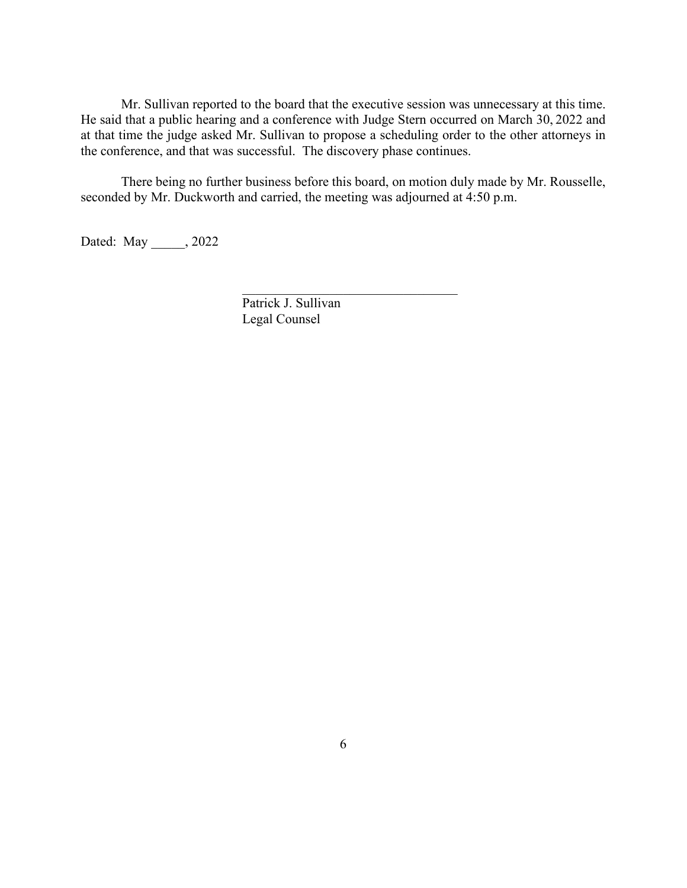Mr. Sullivan reported to the board that the executive session was unnecessary at this time. He said that a public hearing and a conference with Judge Stern occurred on March 30, 2022 and at that time the judge asked Mr. Sullivan to propose a scheduling order to the other attorneys in the conference, and that was successful. The discovery phase continues.

There being no further business before this board, on motion duly made by Mr. Rousselle, seconded by Mr. Duckworth and carried, the meeting was adjourned at 4:50 p.m.

Dated: May _____, 2022

_________________________________
Patrick J. Sullivan
Legal Counsel